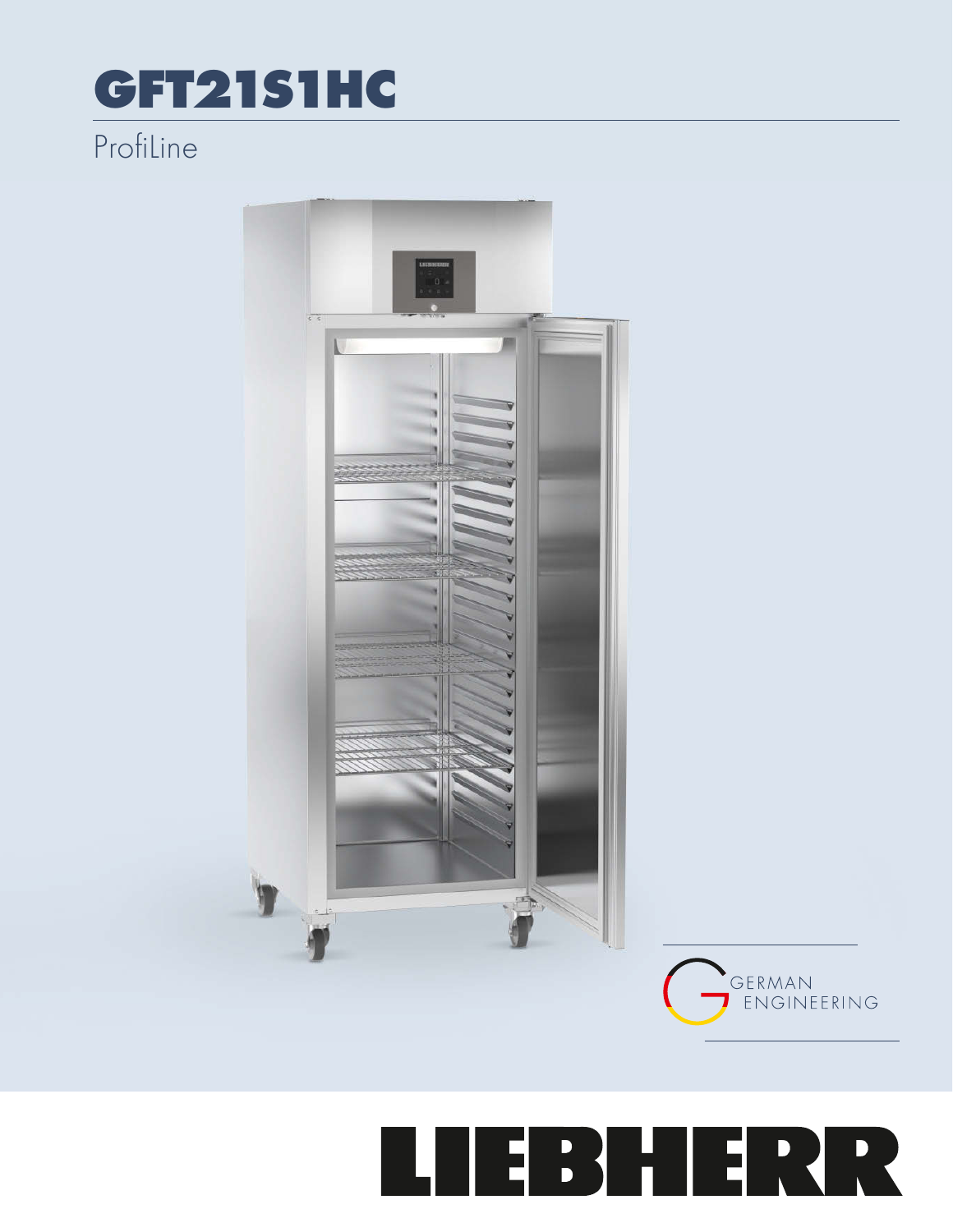# GFT21S1HC

ProfiLine

GERMAN ENGINEERING

LIEBHERR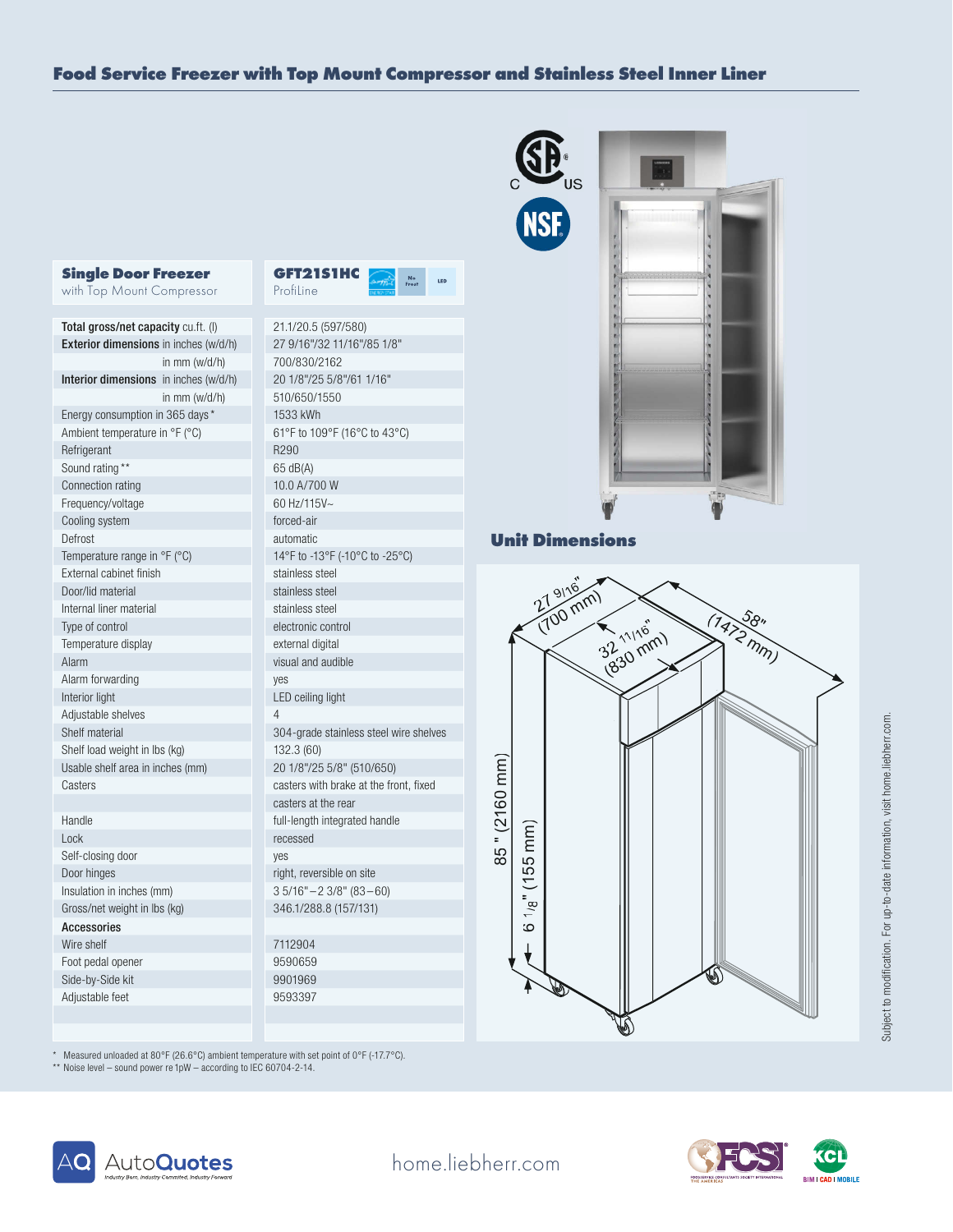# Food Service Freezer with Top Mount Compressor and Stainless Steel Inner Liner

| **Single Door Freezer** with Top Mount Compressor | **GFT21S1HC** ProfiLine |
|---|---|
| **Total gross/net capacity** cu.ft. (l) | 21.1/20.5 (597/580) |
| **Exterior dimensions** in inches (w/d/h) | 27 9/16"/32 11/16"/85 1/8" |
| in mm (w/d/h) | 700/830/2162 |
| **Interior dimensions** in inches (w/d/h) | 20 1/8"/25 5/8"/61 1/16" |
| in mm (w/d/h) | 510/650/1550 |
| Energy consumption in 365 days * | 1533 kWh |
| Ambient temperature in °F (°C) | 61°F to 109°F (16°C to 43°C) |
| Refrigerant | R290 |
| Sound rating ** | 65 dB(A) |
| Connection rating | 10.0 A/700 W |
| Frequency/voltage | 60 Hz/115V~ |
| Cooling system | forced-air |
| Defrost | automatic |
| Temperature range in °F (°C) | 14°F to -13°F (-10°C to -25°C) |
| External cabinet finish | stainless steel |
| Door/lid material | stainless steel |
| Internal liner material | stainless steel |
| Type of control | electronic control |
| Temperature display | external digital |
| Alarm | visual and audible |
| Alarm forwarding | yes |
| Interior light | LED ceiling light |
| Adjustable shelves | 4 |
| Shelf material | 304-grade stainless steel wire shelves |
| Shelf load weight in lbs (kg) | 132.3 (60) |
| Usable shelf area in inches (mm) | 20 1/8"/25 5/8" (510/650) |
| Casters | casters with brake at the front, fixed casters at the rear |
| Handle | full-length integrated handle |
| Lock | recessed |
| Self-closing door | yes |
| Door hinges | right, reversible on site |
| Insulation in inches (mm) | 3 5/16" – 2 3/8" (83 – 60) |
| Gross/net weight in lbs (kg) | 346.1/288.8 (157/131) |
| **Accessories** | |
| Wire shelf | 7112904 |
| Foot pedal opener | 9590659 |
| Side-by-Side kit | 9901969 |
| Adjustable feet | 9593397 |

## Unit Dimensions

27 9/16" (700 mm)
32 11/16" (830 mm)
58" (1472 mm)
85" (2160 mm)
6 1/8" (155 mm)

\* Measured unloaded at 80°F (26.6°C) ambient temperature with set point of 0°F (-17.7°C).
** Noise level – sound power re 1pW – according to IEC 60704-2-14.

Subject to modification. For up-to-date information, visit home.liebherr.com.

home.liebherr.com